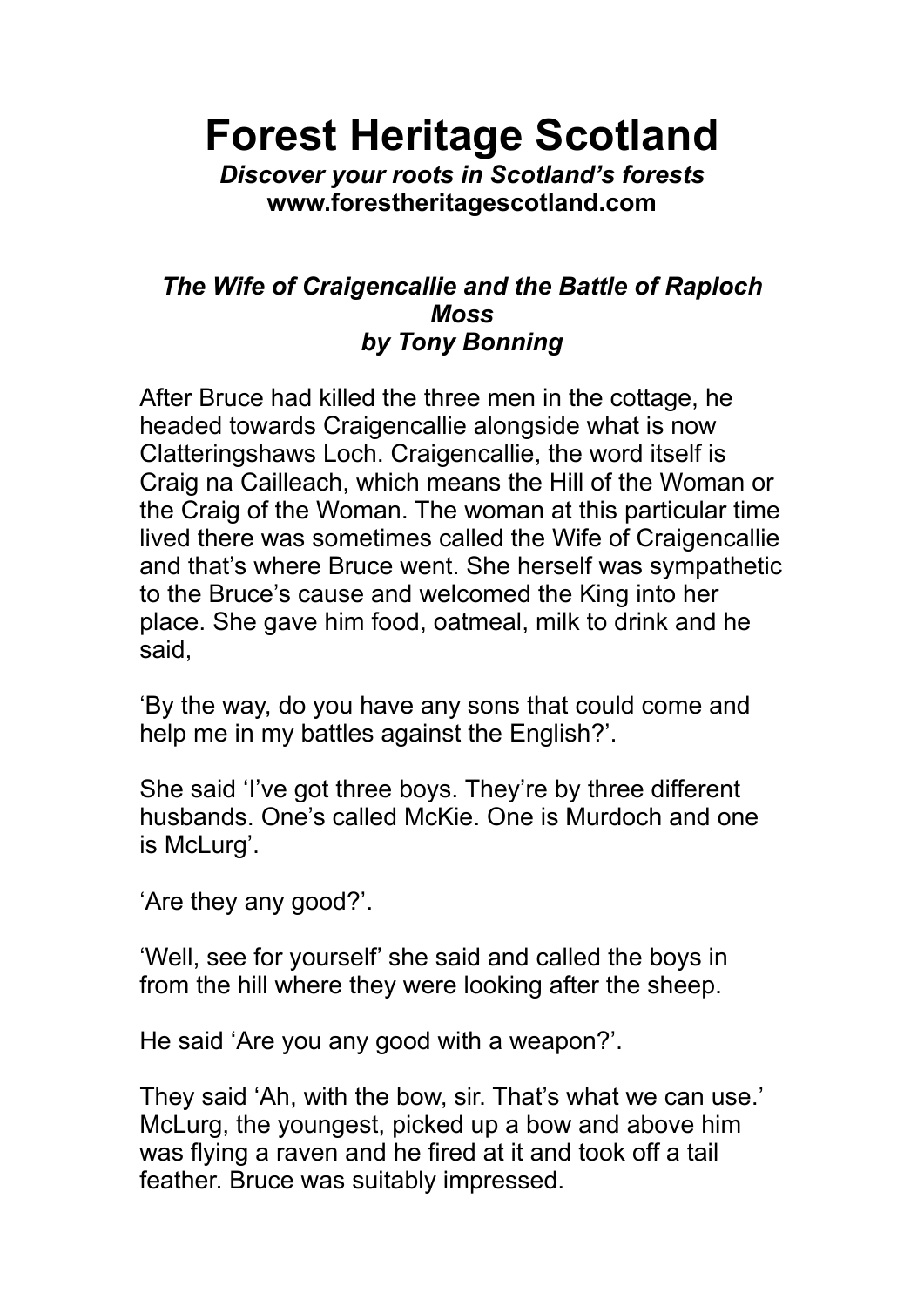# Forest Heritage Scotland

***Discover your roots in Scotland's forests***
**www.forestheritagescotland.com**

## *The Wife of Craigencallie and the Battle of Raploch Moss*
### *by Tony Bonning*

After Bruce had killed the three men in the cottage, he headed towards Craigencallie alongside what is now Clatteringshaws Loch. Craigencallie, the word itself is Craig na Cailleach, which means the Hill of the Woman or the Craig of the Woman. The woman at this particular time lived there was sometimes called the Wife of Craigencallie and that's where Bruce went. She herself was sympathetic to the Bruce's cause and welcomed the King into her place. She gave him food, oatmeal, milk to drink and he said,

'By the way, do you have any sons that could come and help me in my battles against the English?'.

She said 'I've got three boys. They're by three different husbands. One's called McKie. One is Murdoch and one is McLurg'.

'Are they any good?'.

'Well, see for yourself' she said and called the boys in from the hill where they were looking after the sheep.

He said 'Are you any good with a weapon?'.

They said 'Ah, with the bow, sir. That's what we can use.' McLurg, the youngest, picked up a bow and above him was flying a raven and he fired at it and took off a tail feather. Bruce was suitably impressed.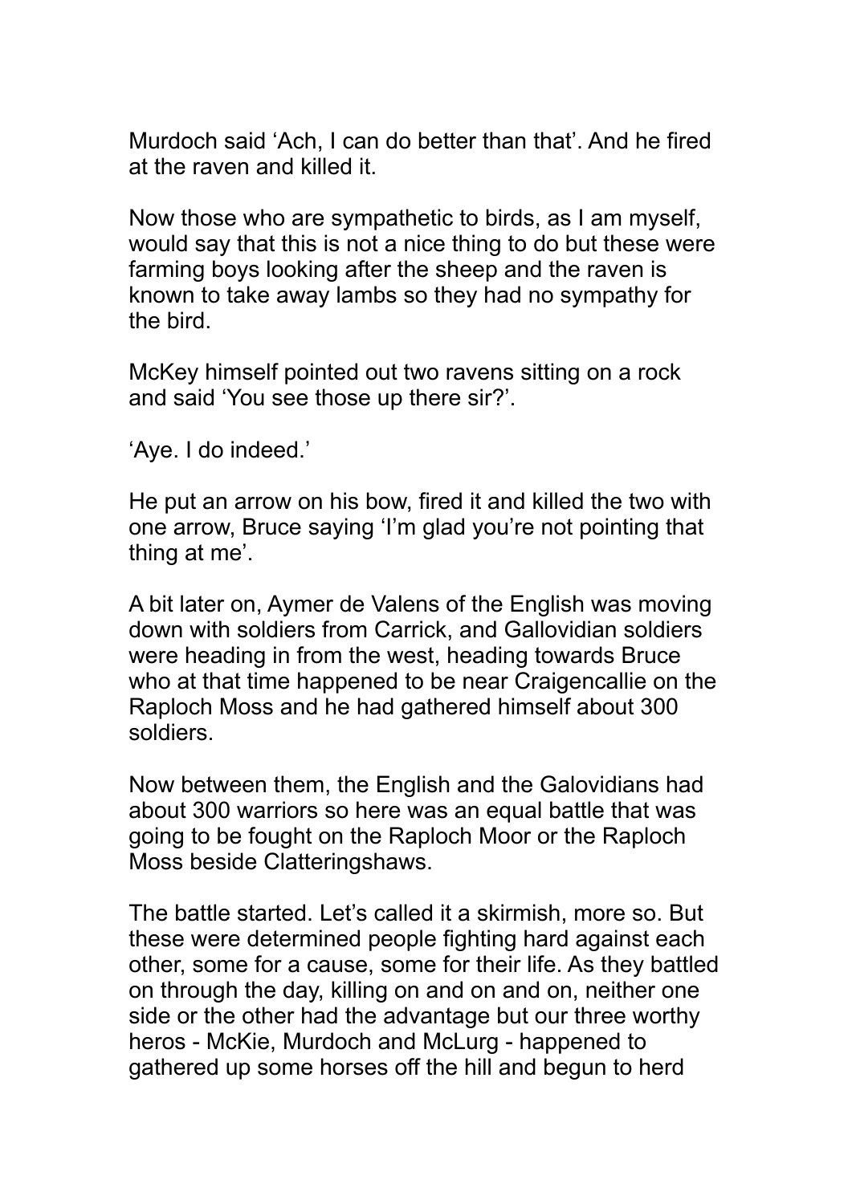Murdoch said ‘Ach, I can do better than that’. And he fired at the raven and killed it.

Now those who are sympathetic to birds, as I am myself, would say that this is not a nice thing to do but these were farming boys looking after the sheep and the raven is known to take away lambs so they had no sympathy for the bird.

McKey himself pointed out two ravens sitting on a rock and said ‘You see those up there sir?’.

‘Aye. I do indeed.’

He put an arrow on his bow, fired it and killed the two with one arrow, Bruce saying ‘I’m glad you’re not pointing that thing at me’.

A bit later on, Aymer de Valens of the English was moving down with soldiers from Carrick, and Gallovidian soldiers were heading in from the west, heading towards Bruce who at that time happened to be near Craigencallie on the Raploch Moss and he had gathered himself about 300 soldiers.

Now between them, the English and the Galovidians had about 300 warriors so here was an equal battle that was going to be fought on the Raploch Moor or the Raploch Moss beside Clatteringshaws.

The battle started. Let’s called it a skirmish, more so. But these were determined people fighting hard against each other, some for a cause, some for their life. As they battled on through the day, killing on and on and on, neither one side or the other had the advantage but our three worthy heros - McKie, Murdoch and McLurg - happened to gathered up some horses off the hill and begun to herd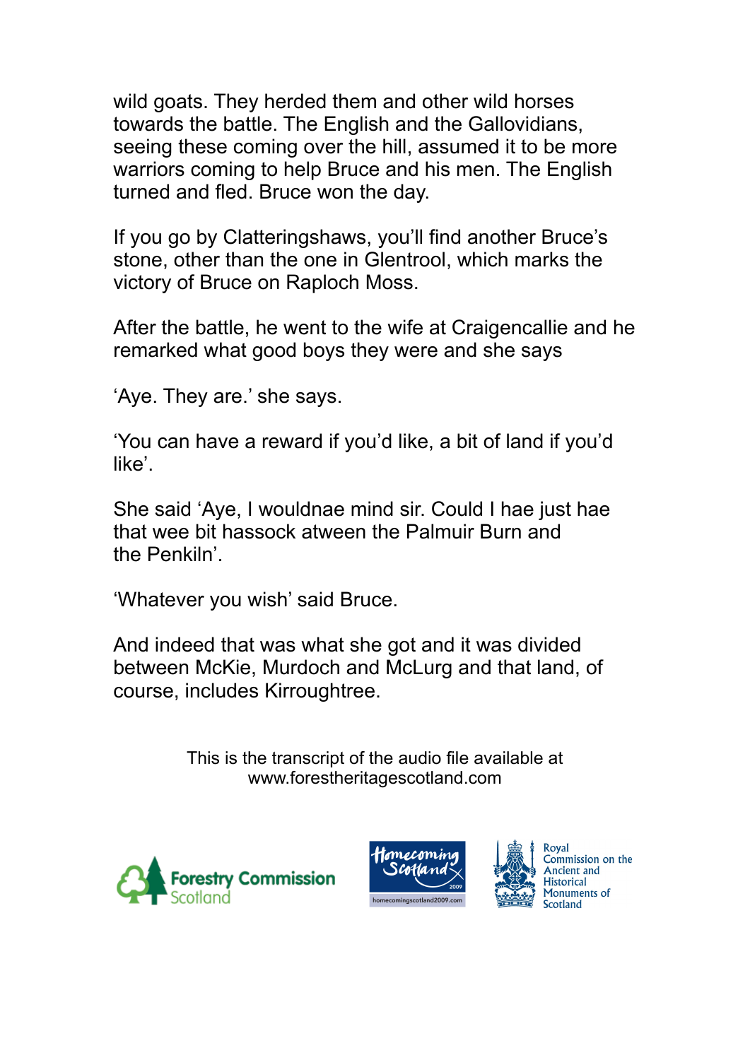wild goats. They herded them and other wild horses towards the battle. The English and the Gallovidians, seeing these coming over the hill, assumed it to be more warriors coming to help Bruce and his men. The English turned and fled. Bruce won the day.

If you go by Clatteringshaws, you'll find another Bruce's stone, other than the one in Glentrool, which marks the victory of Bruce on Raploch Moss.

After the battle, he went to the wife at Craigencallie and he remarked what good boys they were and she says

'Aye. They are.' she says.

'You can have a reward if you'd like, a bit of land if you'd like'.

She said 'Aye, I wouldnae mind sir. Could I hae just hae that wee bit hassock atween the Palmuir Burn and the Penkiln'.

'Whatever you wish' said Bruce.

And indeed that was what she got and it was divided between McKie, Murdoch and McLurg and that land, of course, includes Kirroughtree.

This is the transcript of the audio file available at www.forestheritagescotland.com

Forestry Commission Scotland

Homecoming Scotland 2009
homecomingscotland2009.com

Royal Commission on the Ancient and Historical Monuments of Scotland